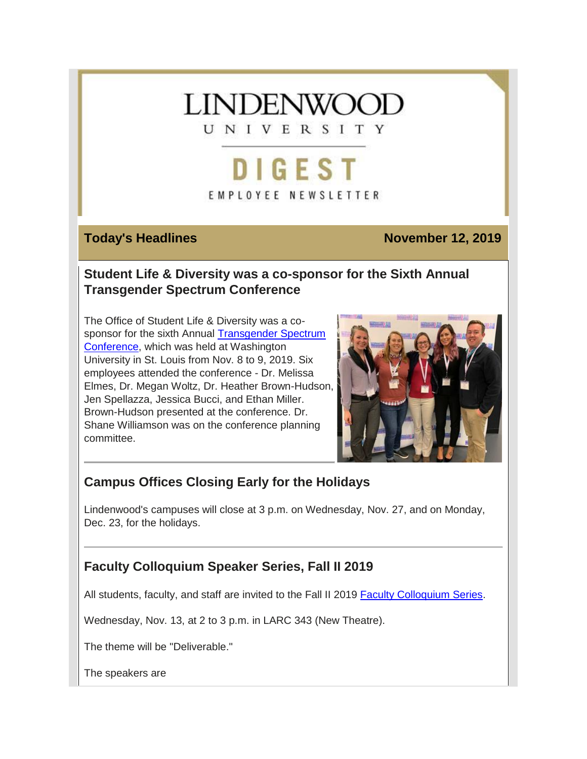# LINDENWOOD UNIVERSITY

# DIGEST

EMPLOYEE NEWSLETTER

**Today's Headlines** **November 12, 2019**

## Student Life & Diversity was a co-sponsor for the Sixth Annual Transgender Spectrum Conference

The Office of Student Life & Diversity was a co-sponsor for the sixth Annual Transgender Spectrum Conference, which was held at Washington University in St. Louis from Nov. 8 to 9, 2019. Six employees attended the conference - Dr. Melissa Elmes, Dr. Megan Woltz, Dr. Heather Brown-Hudson, Jen Spellazza, Jessica Bucci, and Ethan Miller. Brown-Hudson presented at the conference. Dr. Shane Williamson was on the conference planning committee.

## Campus Offices Closing Early for the Holidays

Lindenwood's campuses will close at 3 p.m. on Wednesday, Nov. 27, and on Monday, Dec. 23, for the holidays.

## Faculty Colloquium Speaker Series, Fall II 2019

All students, faculty, and staff are invited to the Fall II 2019 Faculty Colloquium Series.

Wednesday, Nov. 13, at 2 to 3 p.m. in LARC 343 (New Theatre).

The theme will be "Deliverable."

The speakers are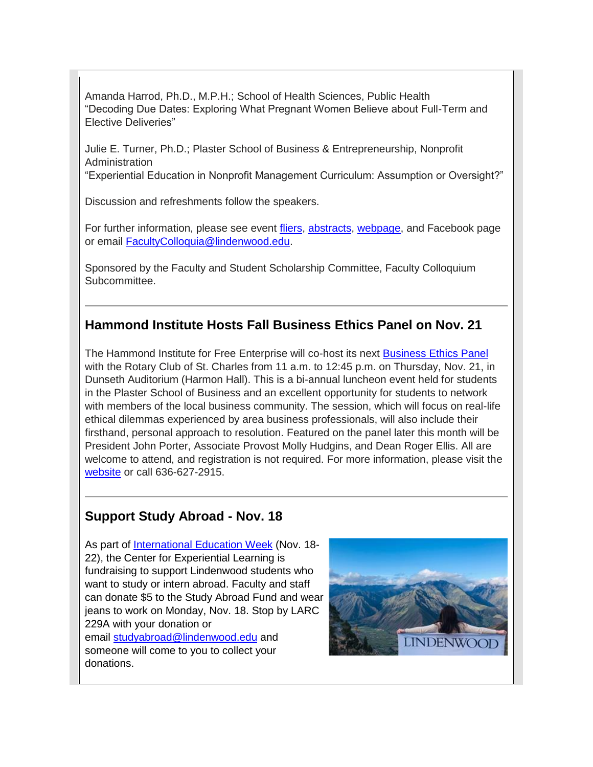Amanda Harrod, Ph.D., M.P.H.; School of Health Sciences, Public Health
"Decoding Due Dates: Exploring What Pregnant Women Believe about Full-Term and Elective Deliveries"

Julie E. Turner, Ph.D.; Plaster School of Business & Entrepreneurship, Nonprofit Administration
"Experiential Education in Nonprofit Management Curriculum: Assumption or Oversight?"

Discussion and refreshments follow the speakers.

For further information, please see event fliers, abstracts, webpage, and Facebook page or email FacultyColloquia@lindenwood.edu.

Sponsored by the Faculty and Student Scholarship Committee, Faculty Colloquium Subcommittee.

---

## Hammond Institute Hosts Fall Business Ethics Panel on Nov. 21

The Hammond Institute for Free Enterprise will co-host its next Business Ethics Panel with the Rotary Club of St. Charles from 11 a.m. to 12:45 p.m. on Thursday, Nov. 21, in Dunseth Auditorium (Harmon Hall). This is a bi-annual luncheon event held for students in the Plaster School of Business and an excellent opportunity for students to network with members of the local business community. The session, which will focus on real-life ethical dilemmas experienced by area business professionals, will also include their firsthand, personal approach to resolution. Featured on the panel later this month will be President John Porter, Associate Provost Molly Hudgins, and Dean Roger Ellis. All are welcome to attend, and registration is not required. For more information, please visit the website or call 636-627-2915.

---

## Support Study Abroad - Nov. 18

As part of International Education Week (Nov. 18-22), the Center for Experiential Learning is fundraising to support Lindenwood students who want to study or intern abroad. Faculty and staff can donate $5 to the Study Abroad Fund and wear jeans to work on Monday, Nov. 18. Stop by LARC 229A with your donation or email studyabroad@lindenwood.edu and someone will come to you to collect your donations.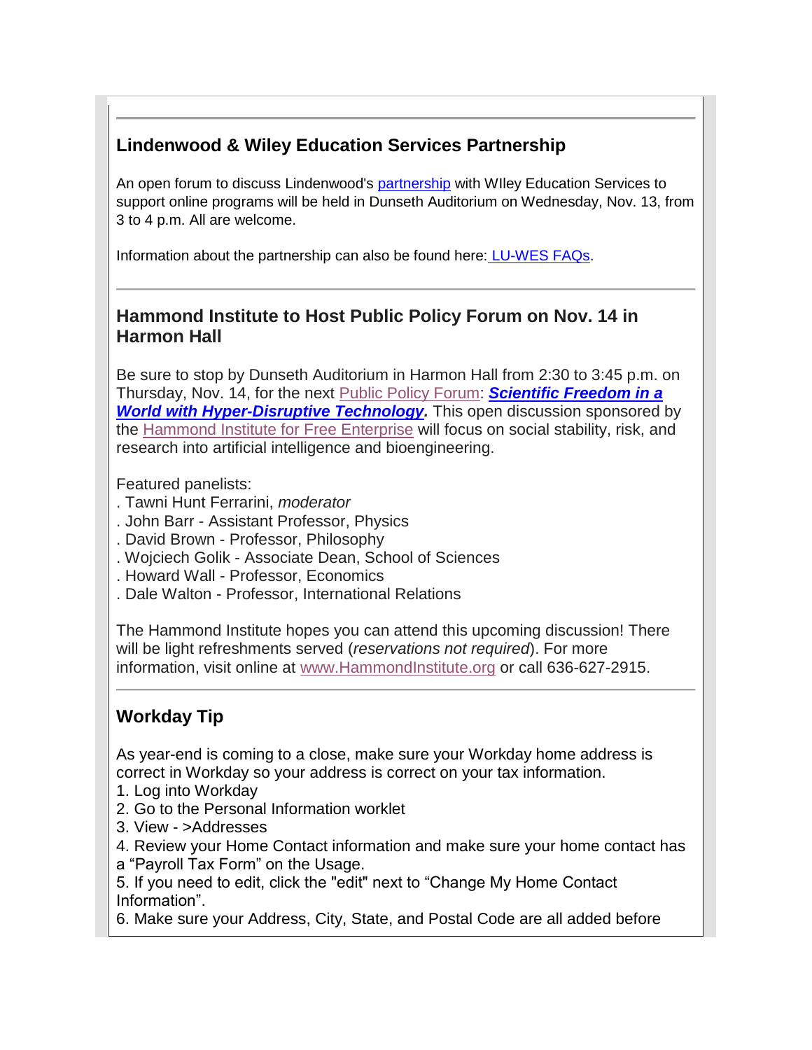## Lindenwood & Wiley Education Services Partnership

An open forum to discuss Lindenwood's partnership with WIley Education Services to support online programs will be held in Dunseth Auditorium on Wednesday, Nov. 13, from 3 to 4 p.m. All are welcome.

Information about the partnership can also be found here: LU-WES FAQs.

---

## Hammond Institute to Host Public Policy Forum on Nov. 14 in Harmon Hall

Be sure to stop by Dunseth Auditorium in Harmon Hall from 2:30 to 3:45 p.m. on Thursday, Nov. 14, for the next Public Policy Forum: ***Scientific Freedom in a World with Hyper-Disruptive Technology.*** This open discussion sponsored by the Hammond Institute for Free Enterprise will focus on social stability, risk, and research into artificial intelligence and bioengineering.

Featured panelists:
. Tawni Hunt Ferrarini, *moderator*
. John Barr - Assistant Professor, Physics
. David Brown - Professor, Philosophy
. Wojciech Golik - Associate Dean, School of Sciences
. Howard Wall - Professor, Economics
. Dale Walton - Professor, International Relations

The Hammond Institute hopes you can attend this upcoming discussion! There will be light refreshments served (*reservations not required*). For more information, visit online at www.HammondInstitute.org or call 636-627-2915.

---

## Workday Tip

As year-end is coming to a close, make sure your Workday home address is correct in Workday so your address is correct on your tax information.

1. Log into Workday
2. Go to the Personal Information worklet
3. View - >Addresses
4. Review your Home Contact information and make sure your home contact has a "Payroll Tax Form" on the Usage.
5. If you need to edit, click the "edit" next to "Change My Home Contact Information".
6. Make sure your Address, City, State, and Postal Code are all added before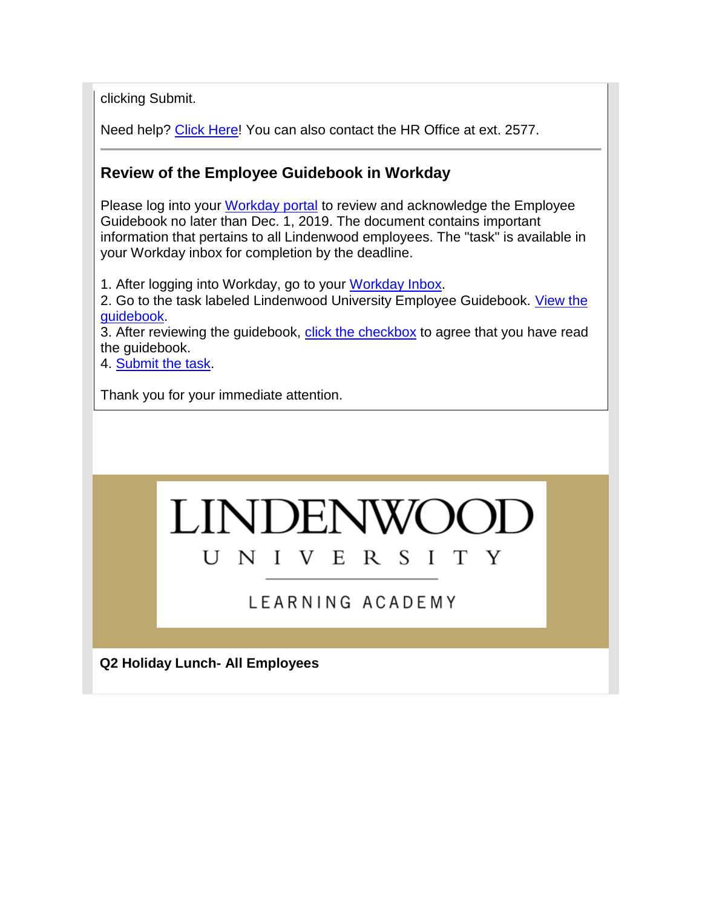clicking Submit.

Need help? Click Here! You can also contact the HR Office at ext. 2577.

---

### Review of the Employee Guidebook in Workday

Please log into your Workday portal to review and acknowledge the Employee Guidebook no later than Dec. 1, 2019. The document contains important information that pertains to all Lindenwood employees. The "task" is available in your Workday inbox for completion by the deadline.

1. After logging into Workday, go to your Workday Inbox.
2. Go to the task labeled Lindenwood University Employee Guidebook. View the guidebook.
3. After reviewing the guidebook, click the checkbox to agree that you have read the guidebook.
4. Submit the task.

Thank you for your immediate attention.

LINDENWOOD UNIVERSITY

LEARNING ACADEMY

**Q2 Holiday Lunch- All Employees**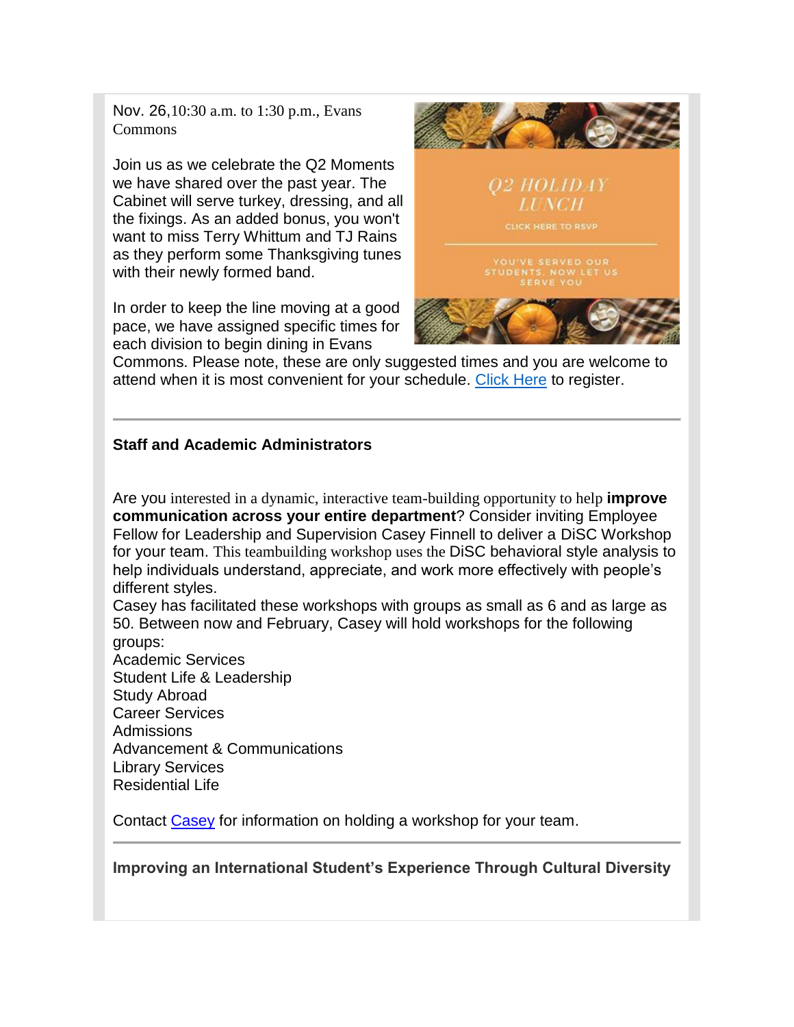Nov. 26,10:30 a.m. to 1:30 p.m., Evans Commons

Join us as we celebrate the Q2 Moments we have shared over the past year. The Cabinet will serve turkey, dressing, and all the fixings. As an added bonus, you won't want to miss Terry Whittum and TJ Rains as they perform some Thanksgiving tunes with their newly formed band.

In order to keep the line moving at a good pace, we have assigned specific times for each division to begin dining in Evans Commons. Please note, these are only suggested times and you are welcome to attend when it is most convenient for your schedule. Click Here to register.

Q2 HOLIDAY LUNCH

CLICK HERE TO RSVP

YOU'VE SERVED OUR STUDENTS, NOW LET US SERVE YOU

---

**Staff and Academic Administrators**

Are you interested in a dynamic, interactive team-building opportunity to help **improve communication across your entire department**? Consider inviting Employee Fellow for Leadership and Supervision Casey Finnell to deliver a DiSC Workshop for your team. This teambuilding workshop uses the DiSC behavioral style analysis to help individuals understand, appreciate, and work more effectively with people's different styles.

Casey has facilitated these workshops with groups as small as 6 and as large as 50. Between now and February, Casey will hold workshops for the following groups:

Academic Services
Student Life & Leadership
Study Abroad
Career Services
Admissions
Advancement & Communications
Library Services
Residential Life

Contact Casey for information on holding a workshop for your team.

---

**Improving an International Student's Experience Through Cultural Diversity**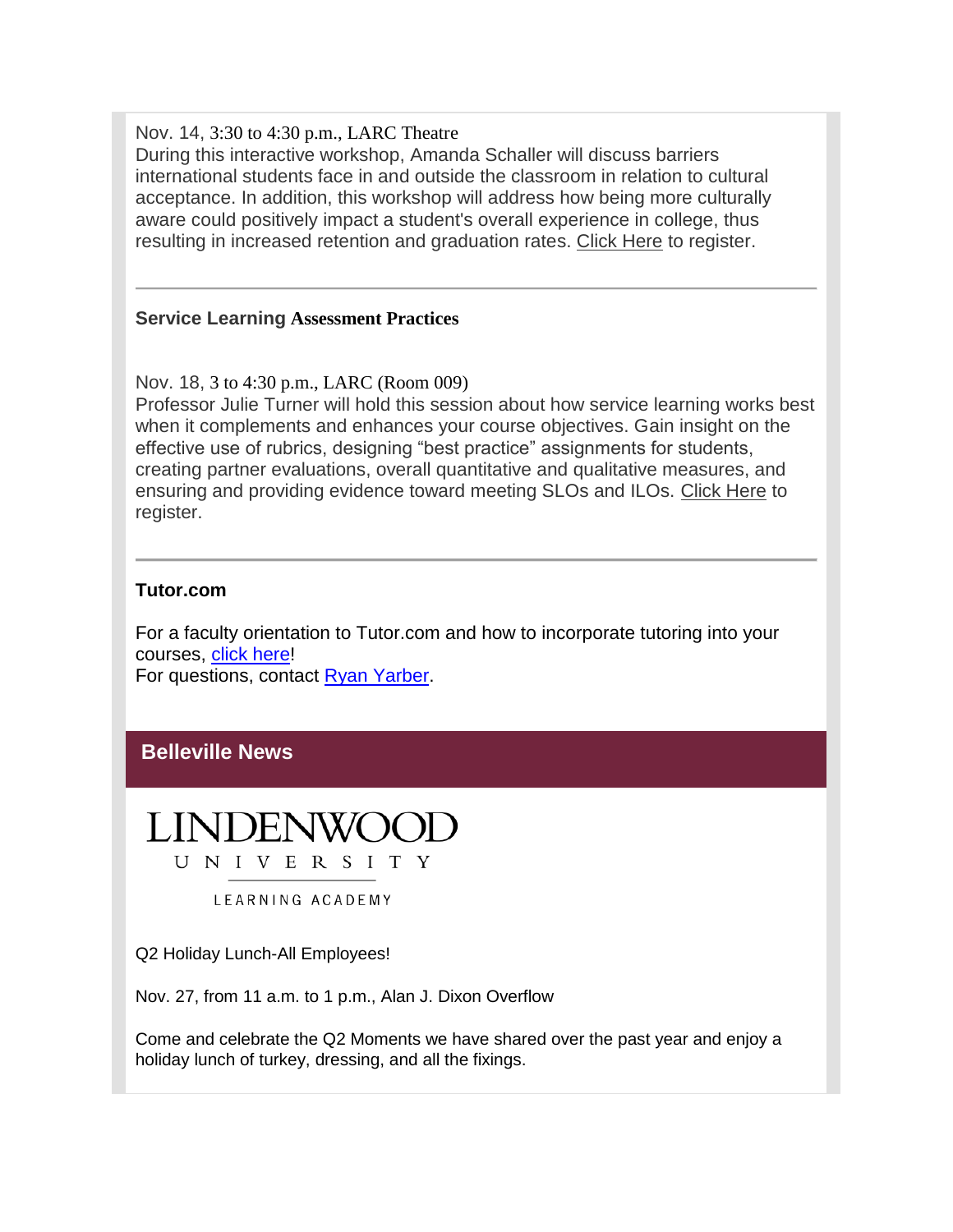Nov. 14, 3:30 to 4:30 p.m., LARC Theatre
During this interactive workshop, Amanda Schaller will discuss barriers international students face in and outside the classroom in relation to cultural acceptance. In addition, this workshop will address how being more culturally aware could positively impact a student's overall experience in college, thus resulting in increased retention and graduation rates. Click Here to register.

---

**Service Learning Assessment Practices**

Nov. 18, 3 to 4:30 p.m., LARC (Room 009)
Professor Julie Turner will hold this session about how service learning works best when it complements and enhances your course objectives. Gain insight on the effective use of rubrics, designing "best practice" assignments for students, creating partner evaluations, overall quantitative and qualitative measures, and ensuring and providing evidence toward meeting SLOs and ILOs. Click Here to register.

---

**Tutor.com**

For a faculty orientation to Tutor.com and how to incorporate tutoring into your courses, click here!
For questions, contact Ryan Yarber.

## Belleville News

LINDENWOOD
UNIVERSITY
LEARNING ACADEMY

Q2 Holiday Lunch-All Employees!

Nov. 27, from 11 a.m. to 1 p.m., Alan J. Dixon Overflow

Come and celebrate the Q2 Moments we have shared over the past year and enjoy a holiday lunch of turkey, dressing, and all the fixings.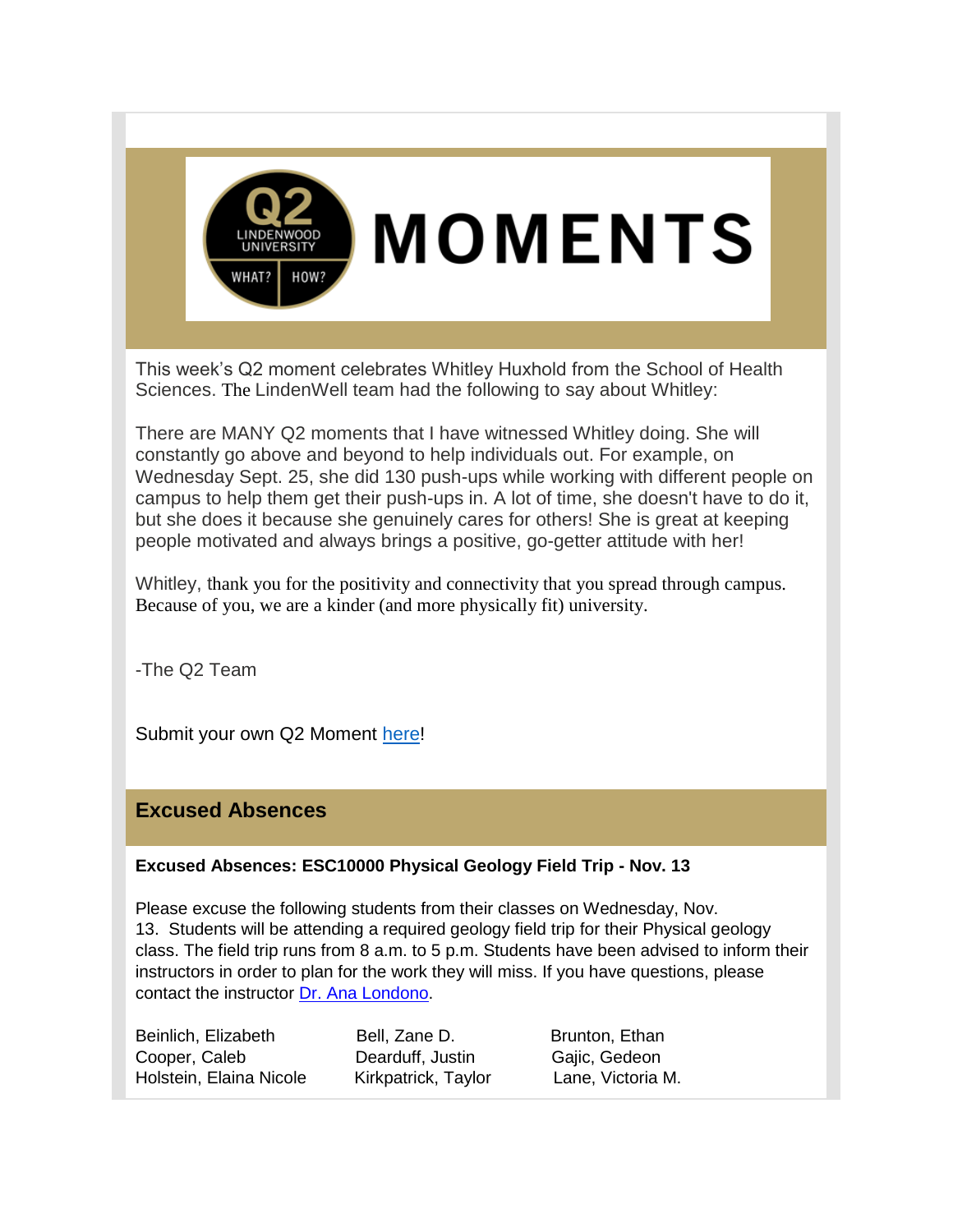# MOMENTS

This week's Q2 moment celebrates Whitley Huxhold from the School of Health Sciences. The LindenWell team had the following to say about Whitley:

There are MANY Q2 moments that I have witnessed Whitley doing. She will constantly go above and beyond to help individuals out. For example, on Wednesday Sept. 25, she did 130 push-ups while working with different people on campus to help them get their push-ups in. A lot of time, she doesn't have to do it, but she does it because she genuinely cares for others! She is great at keeping people motivated and always brings a positive, go-getter attitude with her!

Whitley, thank you for the positivity and connectivity that you spread through campus. Because of you, we are a kinder (and more physically fit) university.

-The Q2 Team

Submit your own Q2 Moment here!

## Excused Absences

**Excused Absences: ESC10000 Physical Geology Field Trip - Nov. 13**

Please excuse the following students from their classes on Wednesday, Nov. 13. Students will be attending a required geology field trip for their Physical geology class. The field trip runs from 8 a.m. to 5 p.m. Students have been advised to inform their instructors in order to plan for the work they will miss. If you have questions, please contact the instructor Dr. Ana Londono.

Beinlich, Elizabeth
Bell, Zane D.
Brunton, Ethan
Cooper, Caleb
Dearduff, Justin
Gajic, Gedeon
Holstein, Elaina Nicole
Kirkpatrick, Taylor
Lane, Victoria M.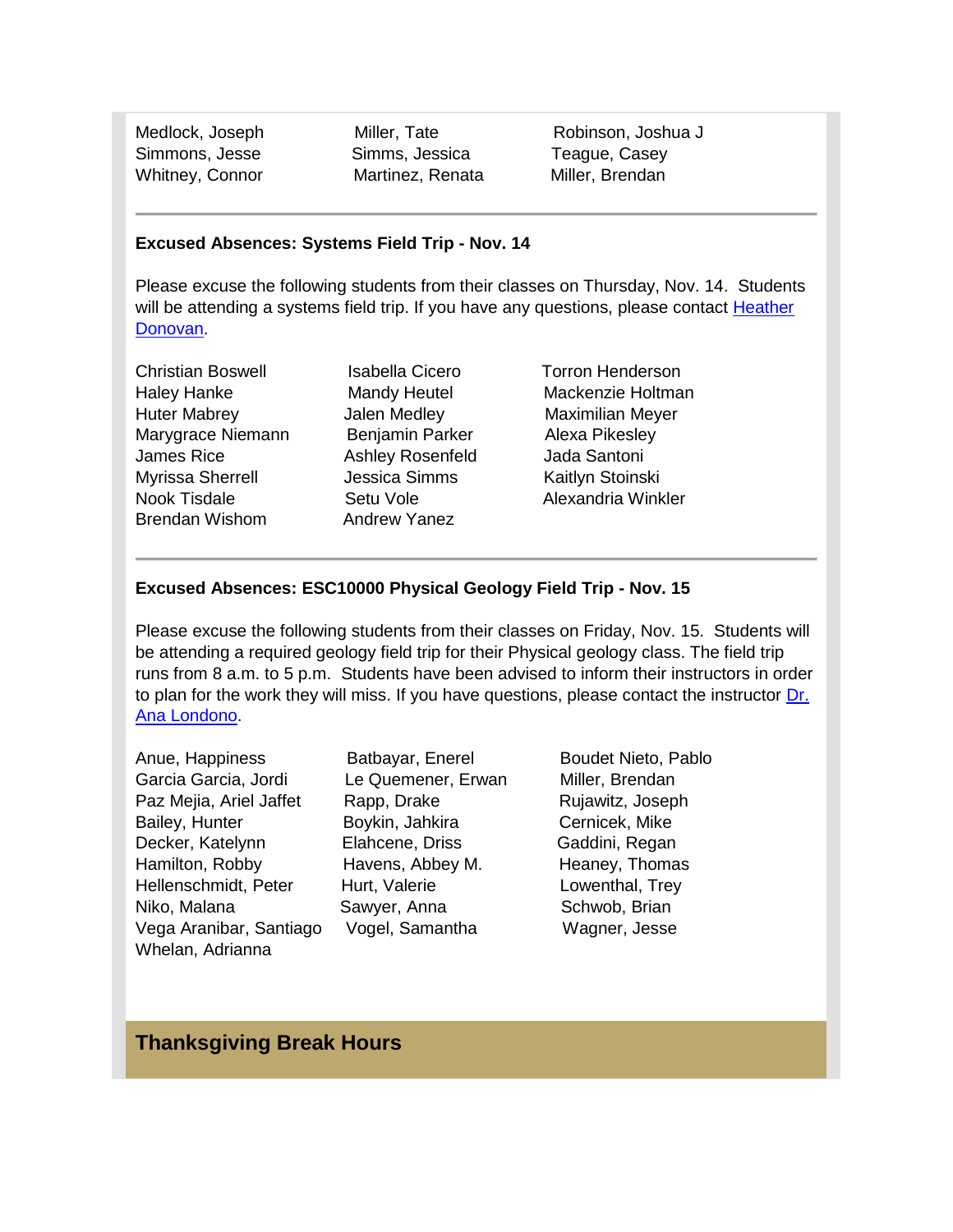| | | |
|---|---|---|
| Medlock, Joseph | Miller, Tate | Robinson, Joshua J |
| Simmons, Jesse | Simms, Jessica | Teague, Casey |
| Whitney, Connor | Martinez, Renata | Miller, Brendan |

---

**Excused Absences: Systems Field Trip - Nov. 14**

Please excuse the following students from their classes on Thursday, Nov. 14. Students will be attending a systems field trip. If you have any questions, please contact Heather Donovan.

| | | |
|---|---|---|
| Christian Boswell | Isabella Cicero | Torron Henderson |
| Haley Hanke | Mandy Heutel | Mackenzie Holtman |
| Huter Mabrey | Jalen Medley | Maximilian Meyer |
| Marygrace Niemann | Benjamin Parker | Alexa Pikesley |
| James Rice | Ashley Rosenfeld | Jada Santoni |
| Myrissa Sherrell | Jessica Simms | Kaitlyn Stoinski |
| Nook Tisdale | Setu Vole | Alexandria Winkler |
| Brendan Wishom | Andrew Yanez | |

---

**Excused Absences: ESC10000 Physical Geology Field Trip - Nov. 15**

Please excuse the following students from their classes on Friday, Nov. 15. Students will be attending a required geology field trip for their Physical geology class. The field trip runs from 8 a.m. to 5 p.m. Students have been advised to inform their instructors in order to plan for the work they will miss. If you have questions, please contact the instructor Dr. Ana Londono.

| | | |
|---|---|---|
| Anue, Happiness | Batbayar, Enerel | Boudet Nieto, Pablo |
| Garcia Garcia, Jordi | Le Quemener, Erwan | Miller, Brendan |
| Paz Mejia, Ariel Jaffet | Rapp, Drake | Rujawitz, Joseph |
| Bailey, Hunter | Boykin, Jahkira | Cernicek, Mike |
| Decker, Katelynn | Elahcene, Driss | Gaddini, Regan |
| Hamilton, Robby | Havens, Abbey M. | Heaney, Thomas |
| Hellenschmidt, Peter | Hurt, Valerie | Lowenthal, Trey |
| Niko, Malana | Sawyer, Anna | Schwob, Brian |
| Vega Aranibar, Santiago | Vogel, Samantha | Wagner, Jesse |
| Whelan, Adrianna | | |

## Thanksgiving Break Hours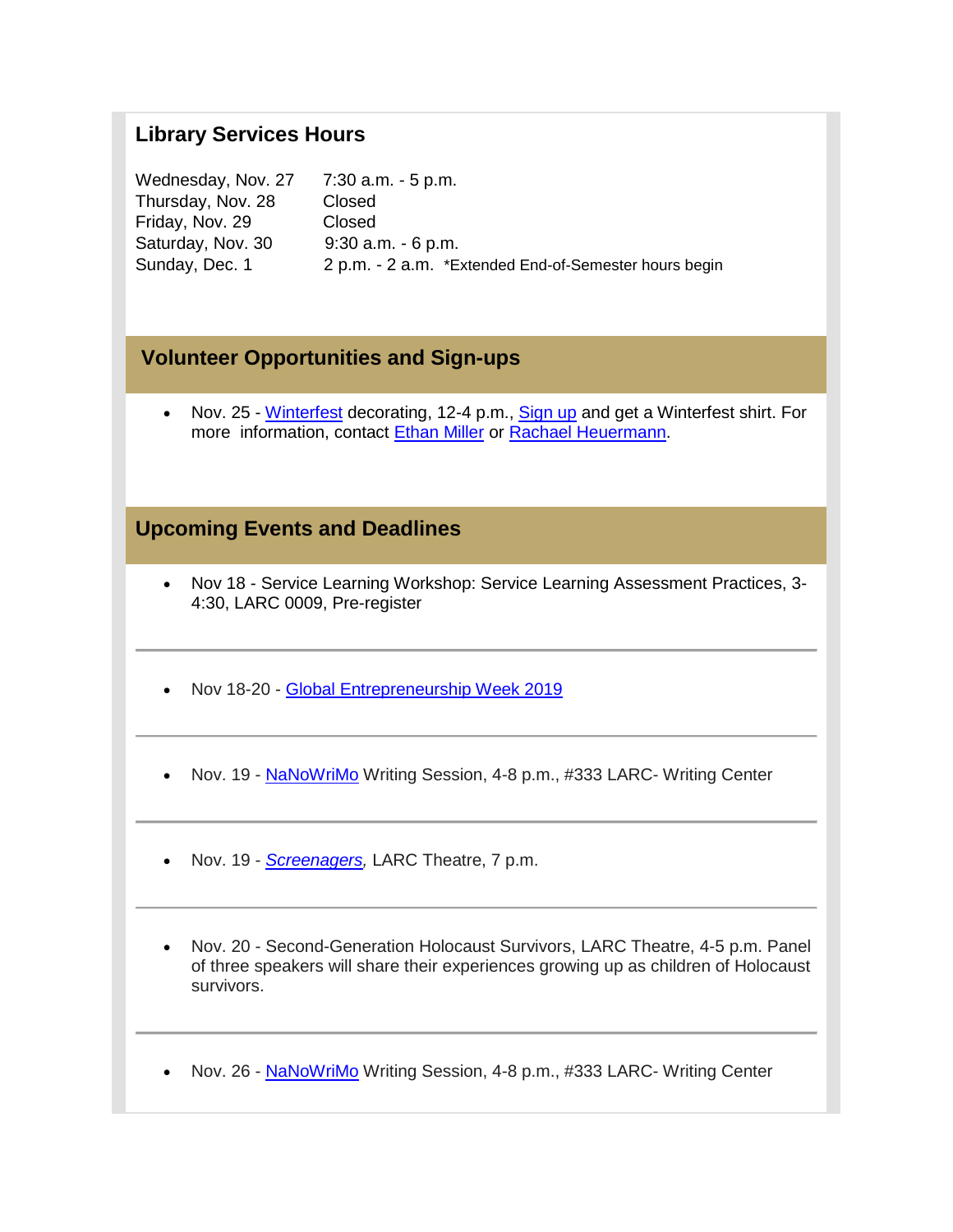## Library Services Hours

| | |
|---|---|
| Wednesday, Nov. 27 | 7:30 a.m. - 5 p.m. |
| Thursday, Nov. 28 | Closed |
| Friday, Nov. 29 | Closed |
| Saturday, Nov. 30 | 9:30 a.m. - 6 p.m. |
| Sunday, Dec. 1 | 2 p.m. - 2 a.m. *Extended End-of-Semester hours begin |

## Volunteer Opportunities and Sign-ups

- Nov. 25 - Winterfest decorating, 12-4 p.m., Sign up and get a Winterfest shirt. For more information, contact Ethan Miller or Rachael Heuermann.

## Upcoming Events and Deadlines

- Nov 18 - Service Learning Workshop: Service Learning Assessment Practices, 3-4:30, LARC 0009, Pre-register

---

- Nov 18-20 - Global Entrepreneurship Week 2019

---

- Nov. 19 - NaNoWriMo Writing Session, 4-8 p.m., #333 LARC- Writing Center

---

- Nov. 19 - *Screenagers*, LARC Theatre, 7 p.m.

---

- Nov. 20 - Second-Generation Holocaust Survivors, LARC Theatre, 4-5 p.m. Panel of three speakers will share their experiences growing up as children of Holocaust survivors.

---

- Nov. 26 - NaNoWriMo Writing Session, 4-8 p.m., #333 LARC- Writing Center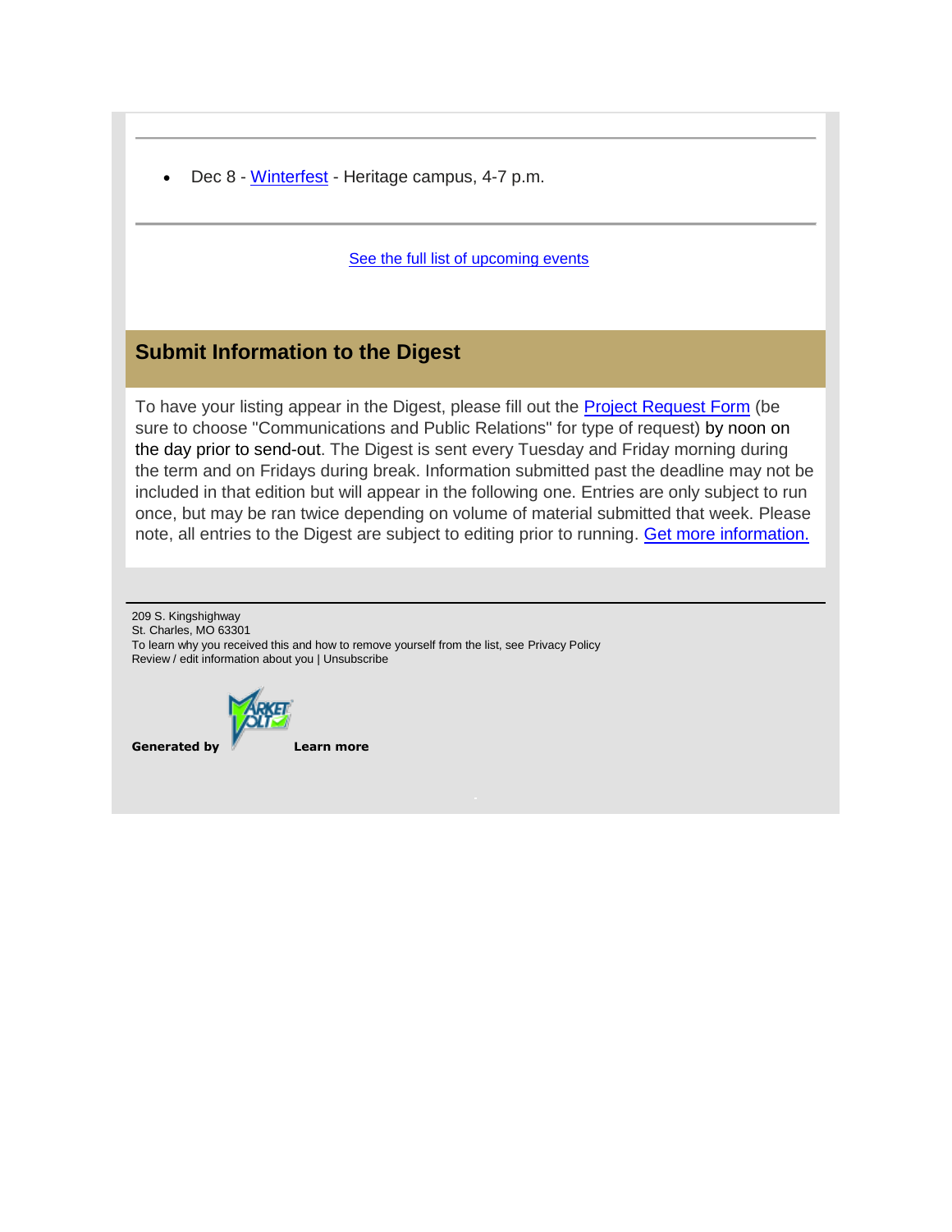- Dec 8 - Winterfest - Heritage campus, 4-7 p.m.

See the full list of upcoming events

## Submit Information to the Digest

To have your listing appear in the Digest, please fill out the Project Request Form (be sure to choose "Communications and Public Relations" for type of request) by noon on the day prior to send-out. The Digest is sent every Tuesday and Friday morning during the term and on Fridays during break. Information submitted past the deadline may not be included in that edition but will appear in the following one. Entries are only subject to run once, but may be ran twice depending on volume of material submitted that week. Please note, all entries to the Digest are subject to editing prior to running. Get more information.

209 S. Kingshighway
St. Charles, MO 63301
To learn why you received this and how to remove yourself from the list, see Privacy Policy
Review / edit information about you | Unsubscribe

**Generated by** **Learn more**